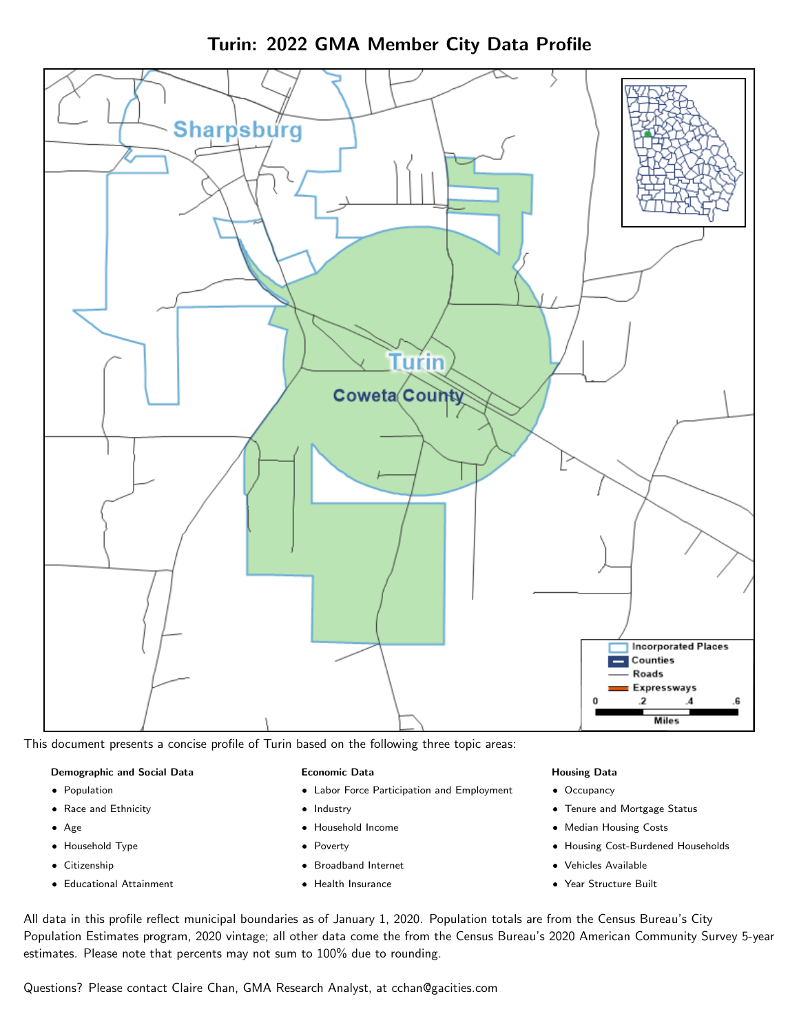# Turin: 2022 GMA Member City Data Profile

This document presents a concise profile of Turin based on the following three topic areas:

**Demographic and Social Data**

- Population
- Race and Ethnicity
- Age
- Household Type
- Citizenship
- Educational Attainment

**Economic Data**

- Labor Force Participation and Employment
- Industry
- Household Income
- Poverty
- Broadband Internet
- Health Insurance

**Housing Data**

- Occupancy
- Tenure and Mortgage Status
- Median Housing Costs
- Housing Cost-Burdened Households
- Vehicles Available
- Year Structure Built

All data in this profile reflect municipal boundaries as of January 1, 2020. Population totals are from the Census Bureau's City Population Estimates program, 2020 vintage; all other data come the from the Census Bureau's 2020 American Community Survey 5-year estimates. Please note that percents may not sum to 100% due to rounding.

Questions? Please contact Claire Chan, GMA Research Analyst, at cchan@gacities.com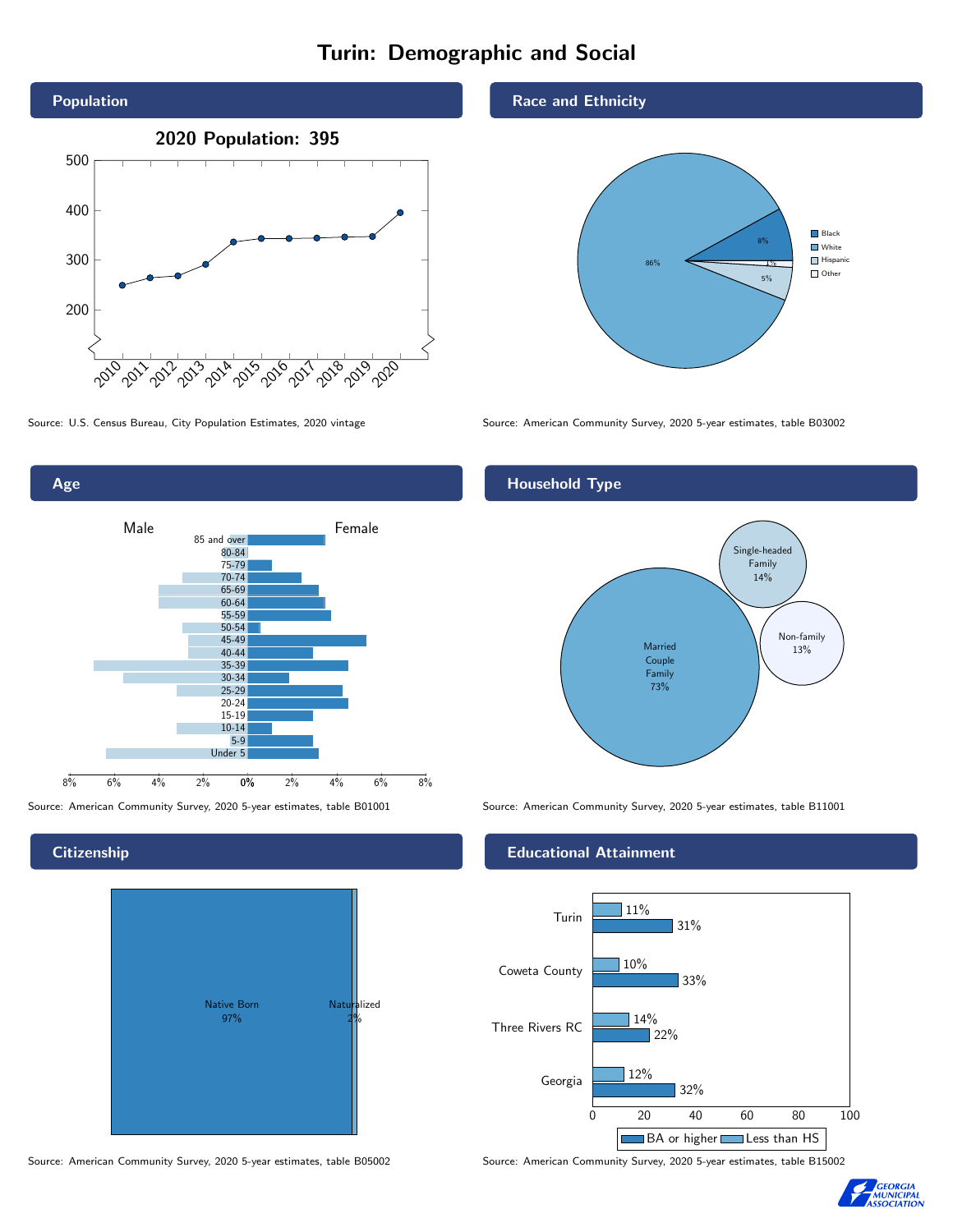# Turin: Demographic and Social

## Population

**2020 Population: 395**

| Year | 2010 | 2011 | 2012 | 2013 | 2014 | 2015 | 2016 | 2017 | 2018 | 2019 | 2020 |
|---|---|---|---|---|---|---|---|---|---|---|---|

Source: U.S. Census Bureau, City Population Estimates, 2020 vintage

## Race and Ethnicity

| Race/Ethnicity | Percent |
|---|---|
| Black | 8% |
| White | 86% |
| Hispanic | 5% |
| Other | 1% |

Source: American Community Survey, 2020 5-year estimates, table B03002

## Age

Male / Female

Age groups: 85 and over, 80-84, 75-79, 70-74, 65-69, 60-64, 55-59, 50-54, 45-49, 40-44, 35-39, 30-34, 25-29, 20-24, 15-19, 10-14, 5-9, Under 5

Source: American Community Survey, 2020 5-year estimates, table B01001

## Household Type

| Household Type | Percent |
|---|---|
| Married Couple Family | 73% |
| Single-headed Family | 14% |
| Non-family | 13% |

Source: American Community Survey, 2020 5-year estimates, table B11001

## Citizenship

| Citizenship | Percent |
|---|---|
| Native Born | 97% |
| Naturalized | 2% |

Source: American Community Survey, 2020 5-year estimates, table B05002

## Educational Attainment

| Area | Less than HS | BA or higher |
|---|---|---|
| Turin | 11% | 31% |
| Coweta County | 10% | 33% |
| Three Rivers RC | 14% | 22% |
| Georgia | 12% | 32% |

Source: American Community Survey, 2020 5-year estimates, table B15002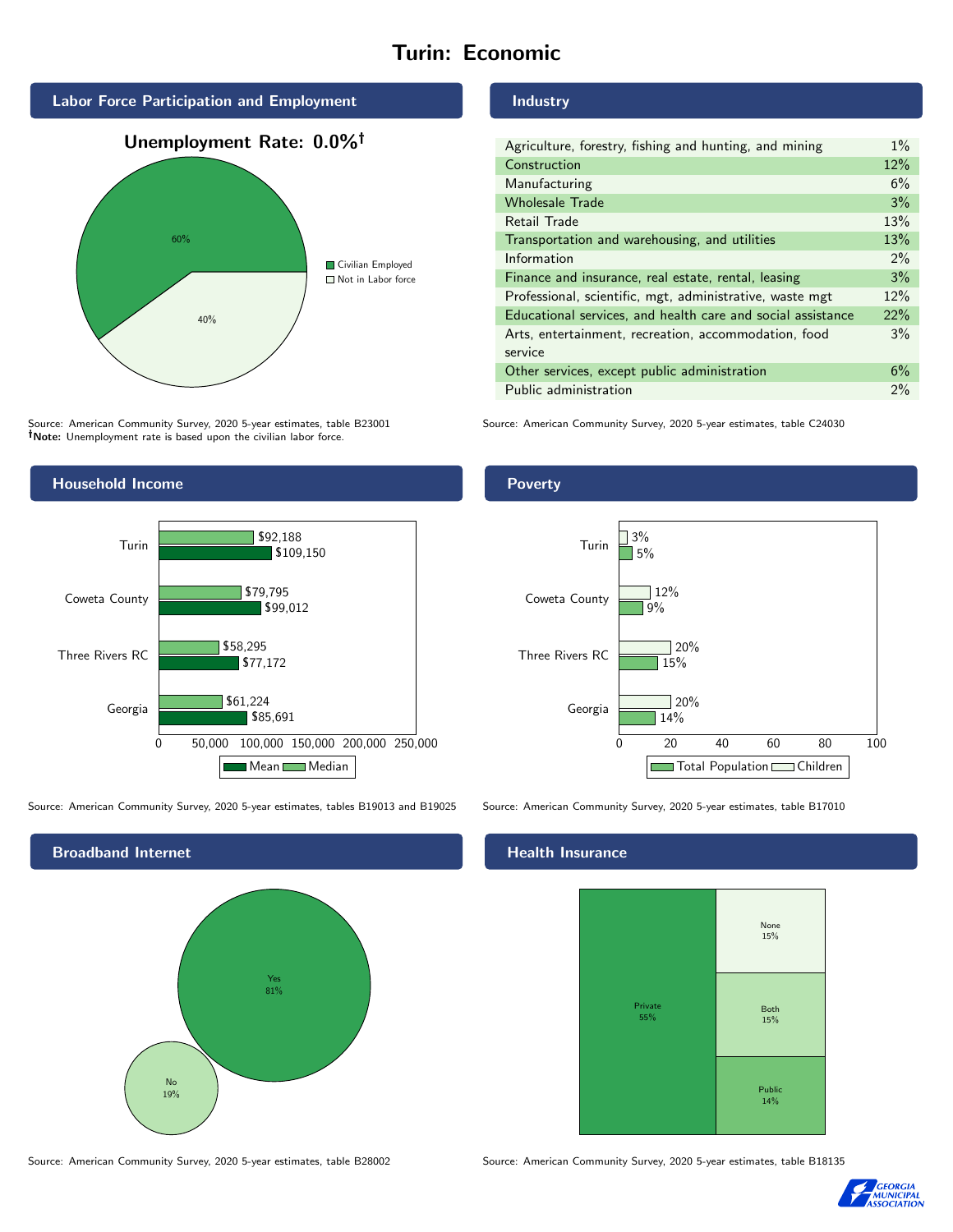# Turin: Economic

## Labor Force Participation and Employment

**Unemployment Rate: 0.0%†**

| Category | Percent |
|---|---|
| Civilian Employed | 60% |
| Not in Labor force | 40% |

Source: American Community Survey, 2020 5-year estimates, table B23001
**†Note:** Unemployment rate is based upon the civilian labor force.

## Industry

| Industry | Percent |
|---|---|
| Agriculture, forestry, fishing and hunting, and mining | 1% |
| Construction | 12% |
| Manufacturing | 6% |
| Wholesale Trade | 3% |
| Retail Trade | 13% |
| Transportation and warehousing, and utilities | 13% |
| Information | 2% |
| Finance and insurance, real estate, rental, leasing | 3% |
| Professional, scientific, mgt, administrative, waste mgt | 12% |
| Educational services, and health care and social assistance | 22% |
| Arts, entertainment, recreation, accommodation, food service | 3% |
| Other services, except public administration | 6% |
| Public administration | 2% |

Source: American Community Survey, 2020 5-year estimates, table C24030

## Household Income

| | Median | Mean |
|---|---|---|
| Turin | $92,188 | $109,150 |
| Coweta County | $79,795 | $99,012 |
| Three Rivers RC | $58,295 | $77,172 |
| Georgia | $61,224 | $85,691 |

Source: American Community Survey, 2020 5-year estimates, tables B19013 and B19025

## Poverty

| | Children | Total Population |
|---|---|---|
| Turin | 3% | 5% |
| Coweta County | 12% | 9% |
| Three Rivers RC | 20% | 15% |
| Georgia | 20% | 14% |

Source: American Community Survey, 2020 5-year estimates, table B17010

## Broadband Internet

| Response | Percent |
|---|---|
| Yes | 81% |
| No | 19% |

Source: American Community Survey, 2020 5-year estimates, table B28002

## Health Insurance

| Type | Percent |
|---|---|
| Private | 55% |
| None | 15% |
| Both | 15% |
| Public | 14% |

Source: American Community Survey, 2020 5-year estimates, table B18135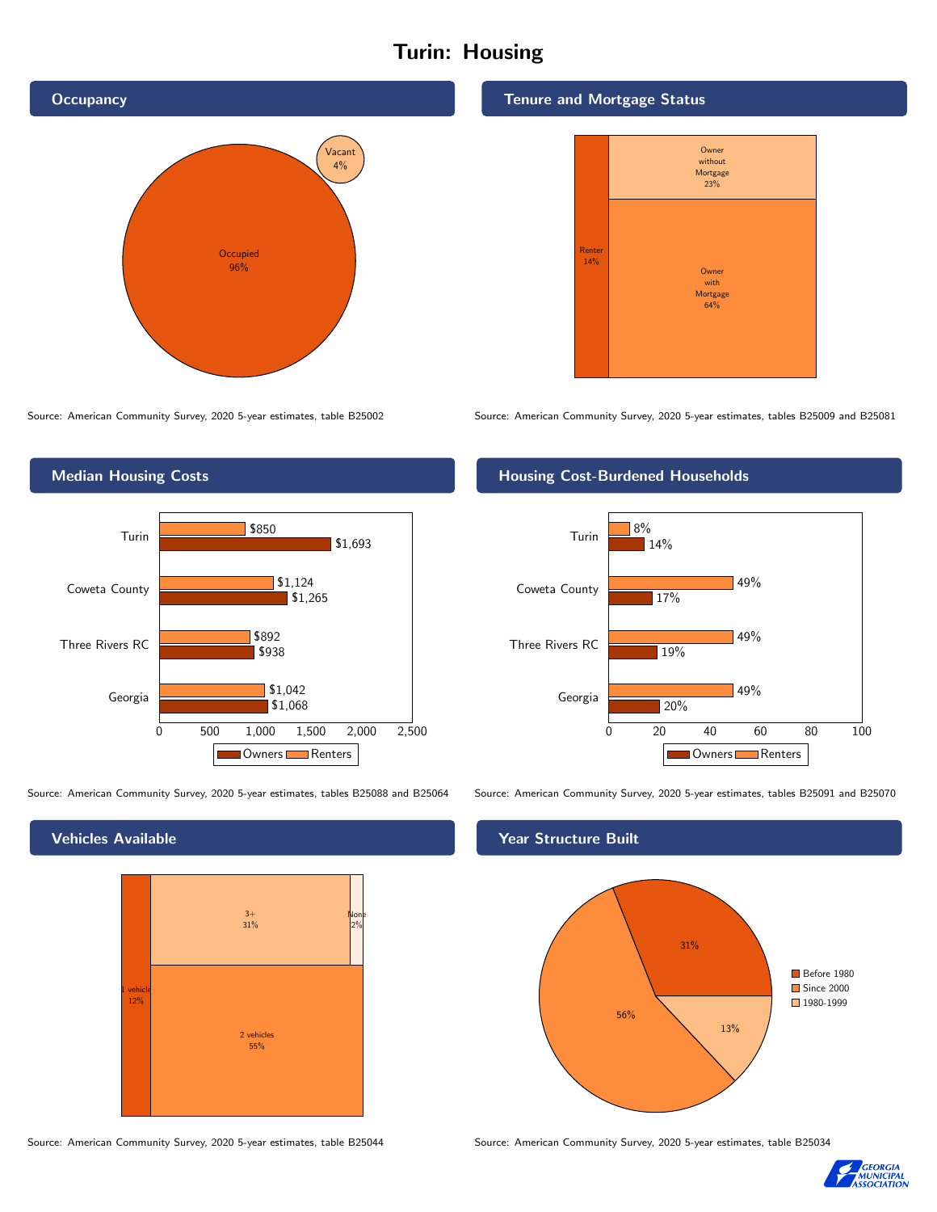# Turin: Housing

## Occupancy

Vacant
4%

Occupied
96%

Source: American Community Survey, 2020 5-year estimates, table B25002

## Tenure and Mortgage Status

Renter
14%

Owner without Mortgage
23%

Owner with Mortgage
64%

Source: American Community Survey, 2020 5-year estimates, tables B25009 and B25081

## Median Housing Costs

Turin
$850
$1,693

Coweta County
$1,124
$1,265

Three Rivers RC
$892
$938

Georgia
$1,042
$1,068

0 500 1,000 1,500 2,000 2,500

Owners Renters

Source: American Community Survey, 2020 5-year estimates, tables B25088 and B25064

## Housing Cost-Burdened Households

Turin
8%
14%

Coweta County
49%
17%

Three Rivers RC
49%
19%

Georgia
49%
20%

0 20 40 60 80 100

Owners Renters

Source: American Community Survey, 2020 5-year estimates, tables B25091 and B25070

## Vehicles Available

1 vehicle
12%

3+
31%

None
2%

2 vehicles
55%

Source: American Community Survey, 2020 5-year estimates, table B25044

## Year Structure Built

31%

56%

13%

Before 1980
Since 2000
1980-1999

Source: American Community Survey, 2020 5-year estimates, table B25034